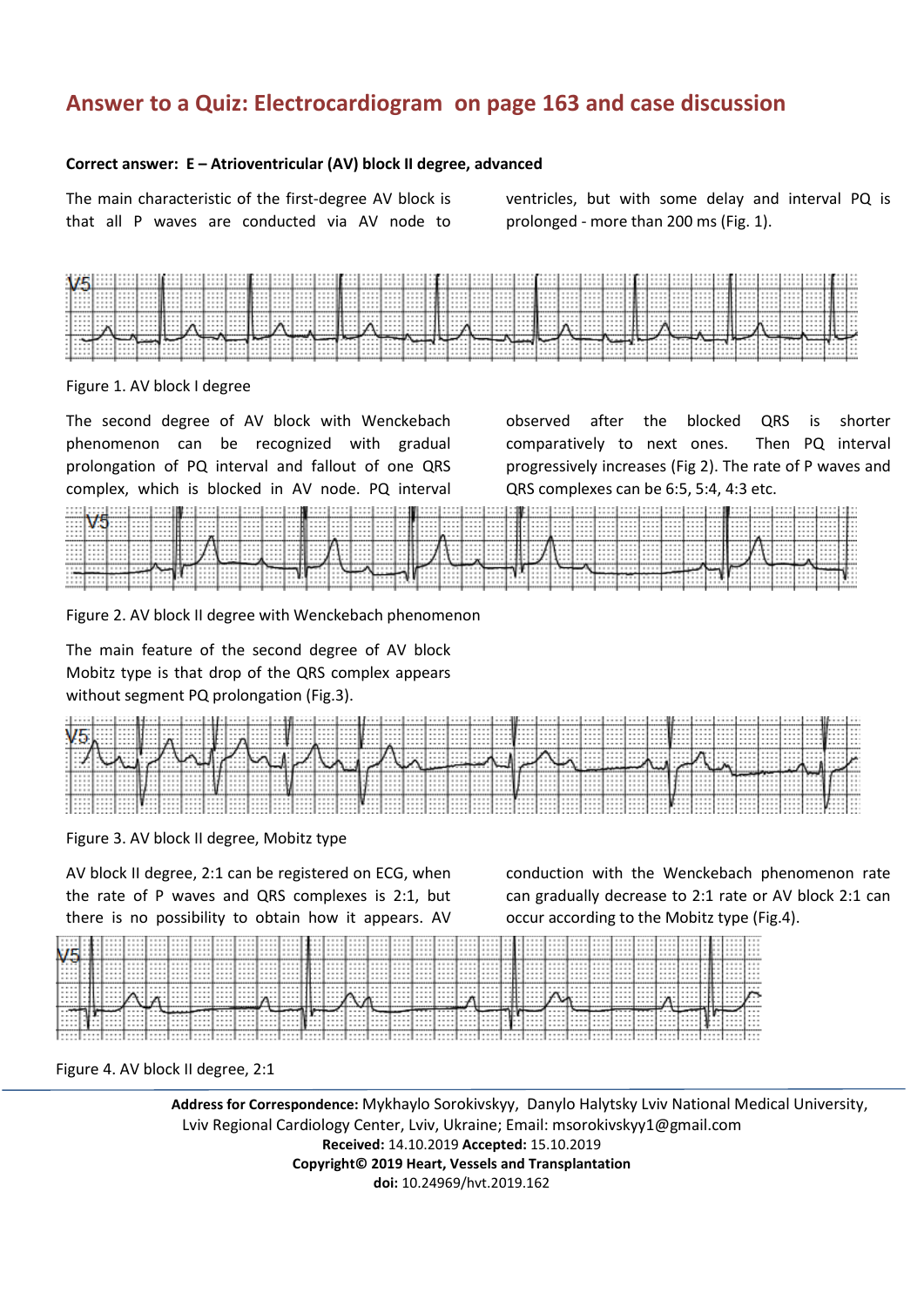## Answer to a Quiz: Electrocardiogram on page 163 and case discussion

**Correct answer: E – Atrioventricular (AV) block II degree, advanced**

The main characteristic of the first-degree AV block is that all P waves are conducted via AV node to ventricles, but with some delay and interval PQ is prolonged - more than 200 ms (Fig. 1).

V5

Figure 1. AV block I degree

The second degree of AV block with Wenckebach phenomenon can be recognized with gradual prolongation of PQ interval and fallout of one QRS complex, which is blocked in AV node. PQ interval observed after the blocked QRS is shorter comparatively to next ones. Then PQ interval progressively increases (Fig 2). The rate of P waves and QRS complexes can be 6:5, 5:4, 4:3 etc.

V5

Figure 2. AV block II degree with Wenckebach phenomenon

The main feature of the second degree of AV block Mobitz type is that drop of the QRS complex appears without segment PQ prolongation (Fig.3).

V5

Figure 3. AV block II degree, Mobitz type

AV block II degree, 2:1 can be registered on ECG, when the rate of P waves and QRS complexes is 2:1, but there is no possibility to obtain how it appears. AV conduction with the Wenckebach phenomenon rate can gradually decrease to 2:1 rate or AV block 2:1 can occur according to the Mobitz type (Fig.4).

V5

Figure 4. AV block II degree, 2:1

**Address for Correspondence:** Mykhaylo Sorokivskyy, Danylo Halytsky Lviv National Medical University, Lviv Regional Cardiology Center, Lviv, Ukraine; Email: msorokivskyy1@gmail.com
**Received:** 14.10.2019 **Accepted:** 15.10.2019
**Copyright© 2019 Heart, Vessels and Transplantation**
**doi:** 10.24969/hvt.2019.162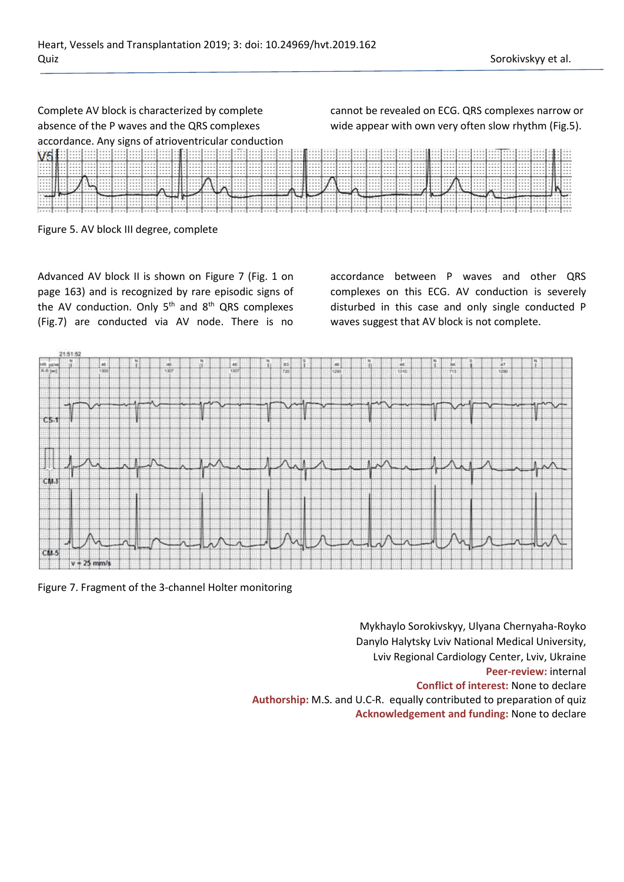Complete AV block is characterized by complete absence of the P waves and the QRS complexes accordance. Any signs of atrioventricular conduction cannot be revealed on ECG. QRS complexes narrow or wide appear with own very often slow rhythm (Fig.5).

V5

Figure 5. AV block III degree, complete

Advanced AV block II is shown on Figure 7 (Fig. 1 on page 163) and is recognized by rare episodic signs of the AV conduction. Only 5th and 8th QRS complexes (Fig.7) are conducted via AV node. There is no accordance between P waves and other QRS complexes on this ECG. AV conduction is severely disturbed in this case and only single conducted P waves suggest that AV block is not complete.

21:51:52

CS-1

CM-3

CM-5

v = 25 mm/s

Figure 7. Fragment of the 3-channel Holter monitoring

Mykhaylo Sorokivskyy, Ulyana Chernyaha-Royko
Danylo Halytsky Lviv National Medical University,
Lviv Regional Cardiology Center, Lviv, Ukraine

**Peer-review:** internal
**Conflict of interest:** None to declare
**Authorship:** M.S. and U.C-R. equally contributed to preparation of quiz
**Acknowledgement and funding:** None to declare